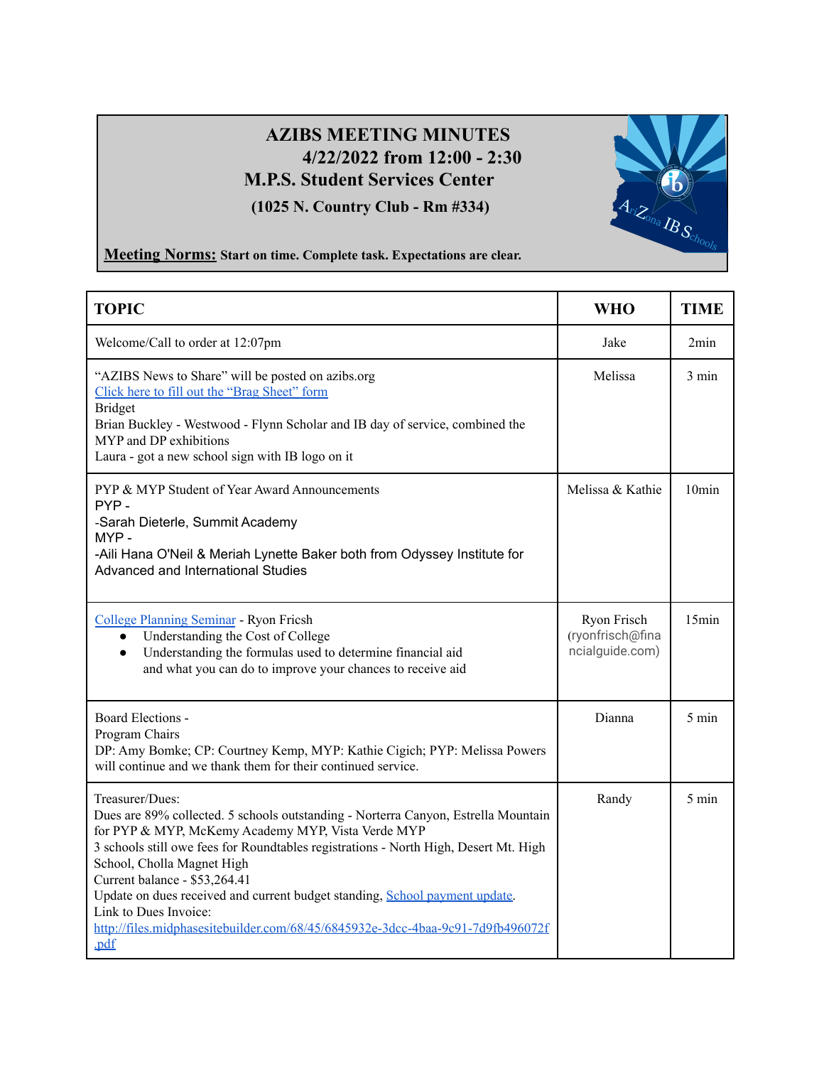# AZIBS MEETING MINUTES
## 4/22/2022 from 12:00 - 2:30
## M.P.S. Student Services Center
### (1025 N. Country Club - Rm #334)

**Meeting Norms:** **Start on time. Complete task. Expectations are clear.**

| TOPIC | WHO | TIME |
|---|---|---|
| Welcome/Call to order at 12:07pm | Jake | 2min |
| "AZIBS News to Share" will be posted on azibs.org<br>Click here to fill out the "Brag Sheet" form<br>Bridget<br>Brian Buckley - Westwood - Flynn Scholar and IB day of service, combined the MYP and DP exhibitions<br>Laura - got a new school sign with IB logo on it | Melissa | 3 min |
| PYP & MYP Student of Year Award Announcements<br>PYP -<br>-Sarah Dieterle, Summit Academy<br>MYP -<br>-Aili Hana O'Neil & Meriah Lynette Baker both from Odyssey Institute for Advanced and International Studies | Melissa & Kathie | 10min |
| College Planning Seminar - Ryon Fricsh<br>● Understanding the Cost of College<br>● Understanding the formulas used to determine financial aid and what you can do to improve your chances to receive aid | Ryon Frisch (ryonfrisch@financialguide.com) | 15min |
| Board Elections -<br>Program Chairs<br>DP: Amy Bomke; CP: Courtney Kemp, MYP: Kathie Cigich; PYP: Melissa Powers will continue and we thank them for their continued service. | Dianna | 5 min |
| Treasurer/Dues:<br>Dues are 89% collected. 5 schools outstanding - Norterra Canyon, Estrella Mountain for PYP & MYP, McKemy Academy MYP, Vista Verde MYP<br>3 schools still owe fees for Roundtables registrations - North High, Desert Mt. High School, Cholla Magnet High<br>Current balance - $53,264.41<br>Update on dues received and current budget standing, School payment update.<br>Link to Dues Invoice:<br>http://files.midphasesitebuilder.com/68/45/6845932e-3dcc-4baa-9c91-7d9fb496072f.pdf | Randy | 5 min |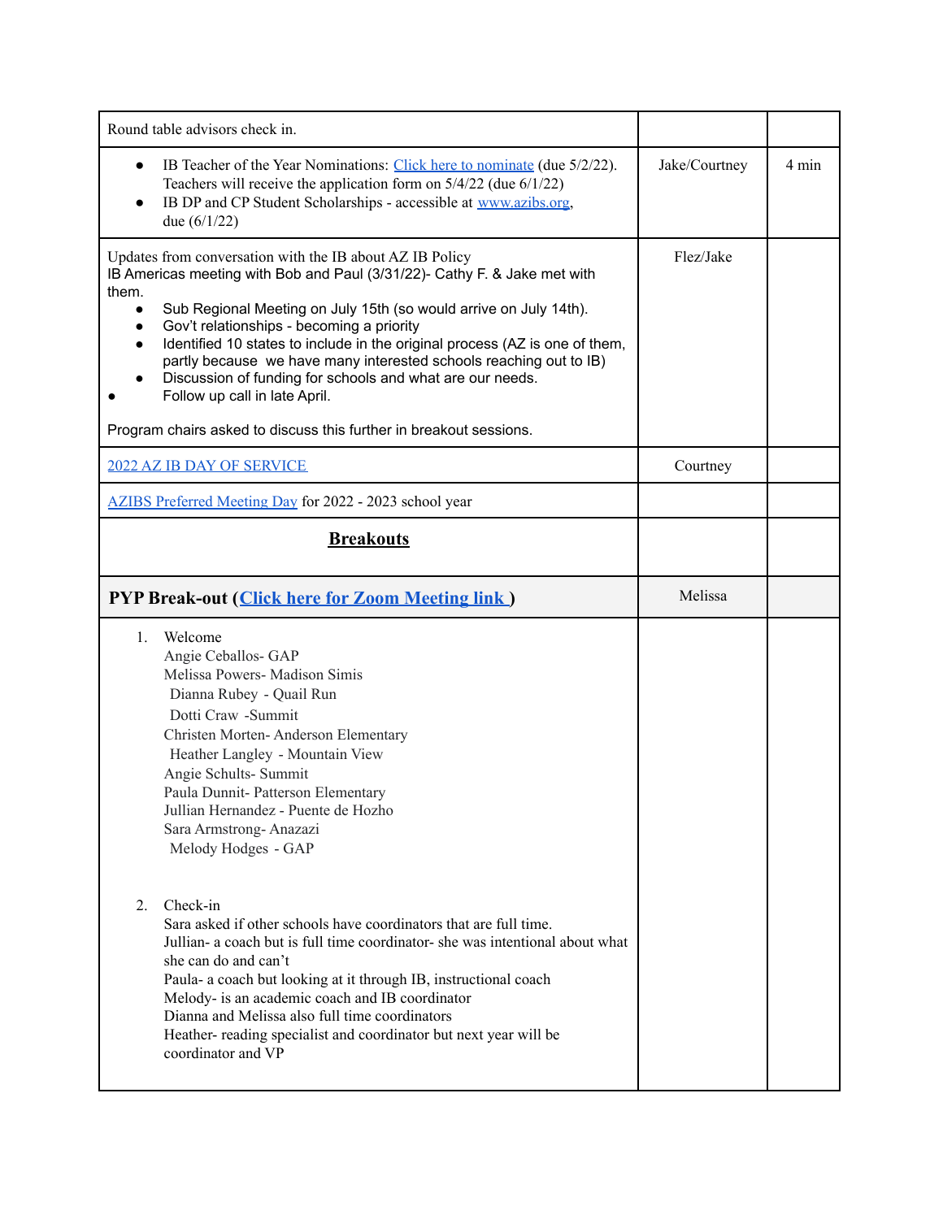| Round table advisors check in. | | |
|---|---|---|
| • IB Teacher of the Year Nominations: Click here to nominate (due 5/2/22). Teachers will receive the application form on 5/4/22 (due 6/1/22)<br>• IB DP and CP Student Scholarships - accessible at www.azibs.org, due (6/1/22) | Jake/Courtney | 4 min |
| Updates from conversation with the IB about AZ IB Policy<br>IB Americas meeting with Bob and Paul (3/31/22)- Cathy F. & Jake met with them.<br>• Sub Regional Meeting on July 15th (so would arrive on July 14th).<br>• Gov't relationships - becoming a priority<br>• Identified 10 states to include in the original process (AZ is one of them, partly because we have many interested schools reaching out to IB)<br>• Discussion of funding for schools and what are our needs.<br>• Follow up call in late April.<br><br>Program chairs asked to discuss this further in breakout sessions. | Flez/Jake | |
| 2022 AZ IB DAY OF SERVICE | Courtney | |
| AZIBS Preferred Meeting Day for 2022 - 2023 school year | | |
| **Breakouts** | | |
| **PYP Break-out (Click here for Zoom Meeting link )** | Melissa | |
| 1. Welcome<br>Angie Ceballos- GAP<br>Melissa Powers- Madison Simis<br>Dianna Rubey - Quail Run<br>Dotti Craw -Summit<br>Christen Morten- Anderson Elementary<br>Heather Langley - Mountain View<br>Angie Schults- Summit<br>Paula Dunnit- Patterson Elementary<br>Jullian Hernandez - Puente de Hozho<br>Sara Armstrong- Anazazi<br>Melody Hodges - GAP<br><br>2. Check-in<br>Sara asked if other schools have coordinators that are full time.<br>Jullian- a coach but is full time coordinator- she was intentional about what she can do and can't<br>Paula- a coach but looking at it through IB, instructional coach<br>Melody- is an academic coach and IB coordinator<br>Dianna and Melissa also full time coordinators<br>Heather- reading specialist and coordinator but next year will be coordinator and VP | | |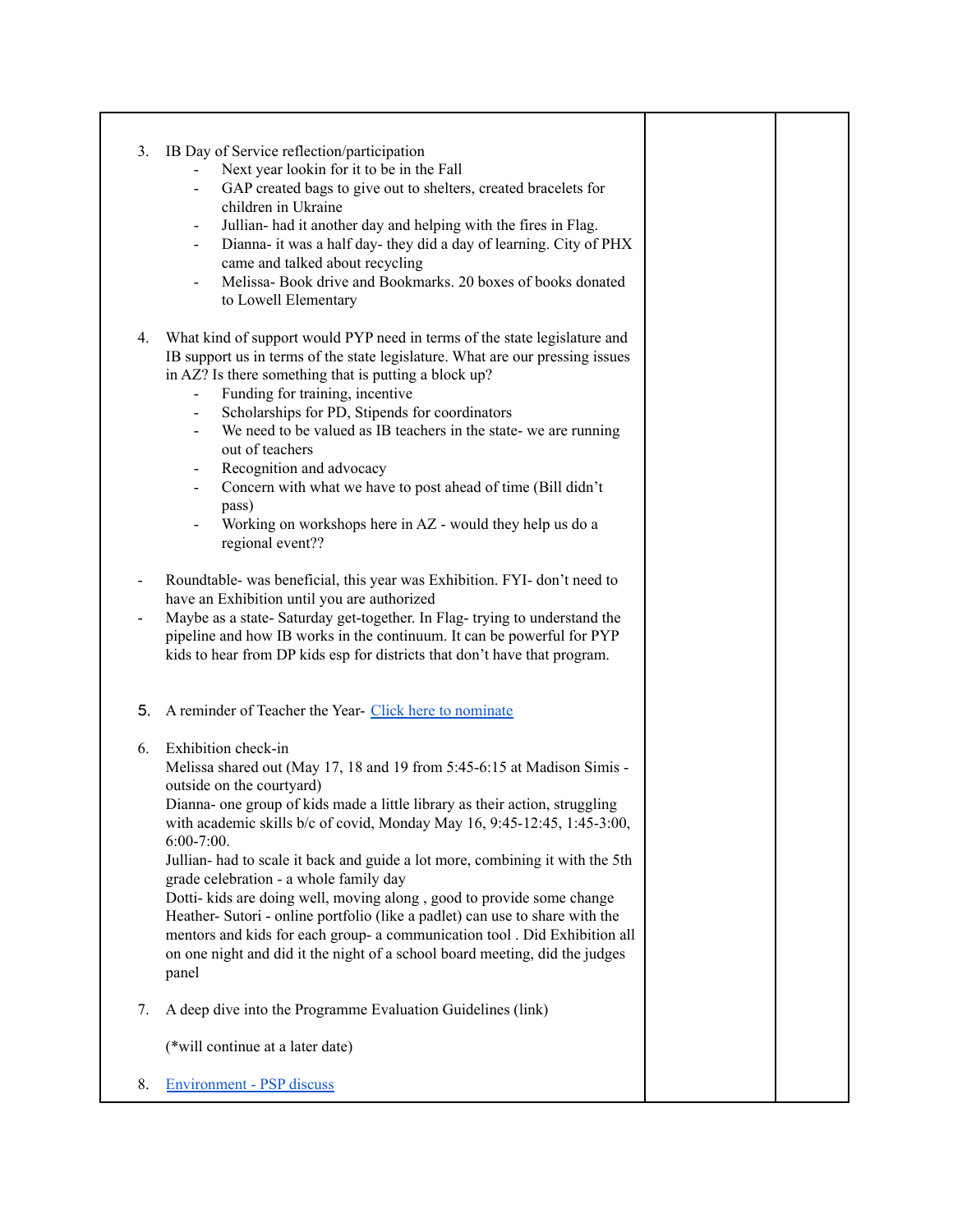3. IB Day of Service reflection/participation
   - Next year lookin for it to be in the Fall
   - GAP created bags to give out to shelters, created bracelets for children in Ukraine
   - Jullian- had it another day and helping with the fires in Flag.
   - Dianna- it was a half day- they did a day of learning. City of PHX came and talked about recycling
   - Melissa- Book drive and Bookmarks. 20 boxes of books donated to Lowell Elementary

4. What kind of support would PYP need in terms of the state legislature and IB support us in terms of the state legislature. What are our pressing issues in AZ? Is there something that is putting a block up?
   - Funding for training, incentive
   - Scholarships for PD, Stipends for coordinators
   - We need to be valued as IB teachers in the state- we are running out of teachers
   - Recognition and advocacy
   - Concern with what we have to post ahead of time (Bill didn't pass)
   - Working on workshops here in AZ - would they help us do a regional event??

- Roundtable- was beneficial, this year was Exhibition. FYI- don't need to have an Exhibition until you are authorized
- Maybe as a state- Saturday get-together. In Flag- trying to understand the pipeline and how IB works in the continuum. It can be powerful for PYP kids to hear from DP kids esp for districts that don't have that program.

5. A reminder of Teacher the Year- [Click here to nominate]

6. Exhibition check-in
   Melissa shared out (May 17, 18 and 19 from 5:45-6:15 at Madison Simis - outside on the courtyard)
   Dianna- one group of kids made a little library as their action, struggling with academic skills b/c of covid, Monday May 16, 9:45-12:45, 1:45-3:00, 6:00-7:00.
   Jullian- had to scale it back and guide a lot more, combining it with the 5th grade celebration - a whole family day
   Dotti- kids are doing well, moving along , good to provide some change
   Heather- Sutori - online portfolio (like a padlet) can use to share with the mentors and kids for each group- a communication tool . Did Exhibition all on one night and did it the night of a school board meeting, did the judges panel

7. A deep dive into the Programme Evaluation Guidelines (link)

   (*will continue at a later date)

8. [Environment - PSP discuss]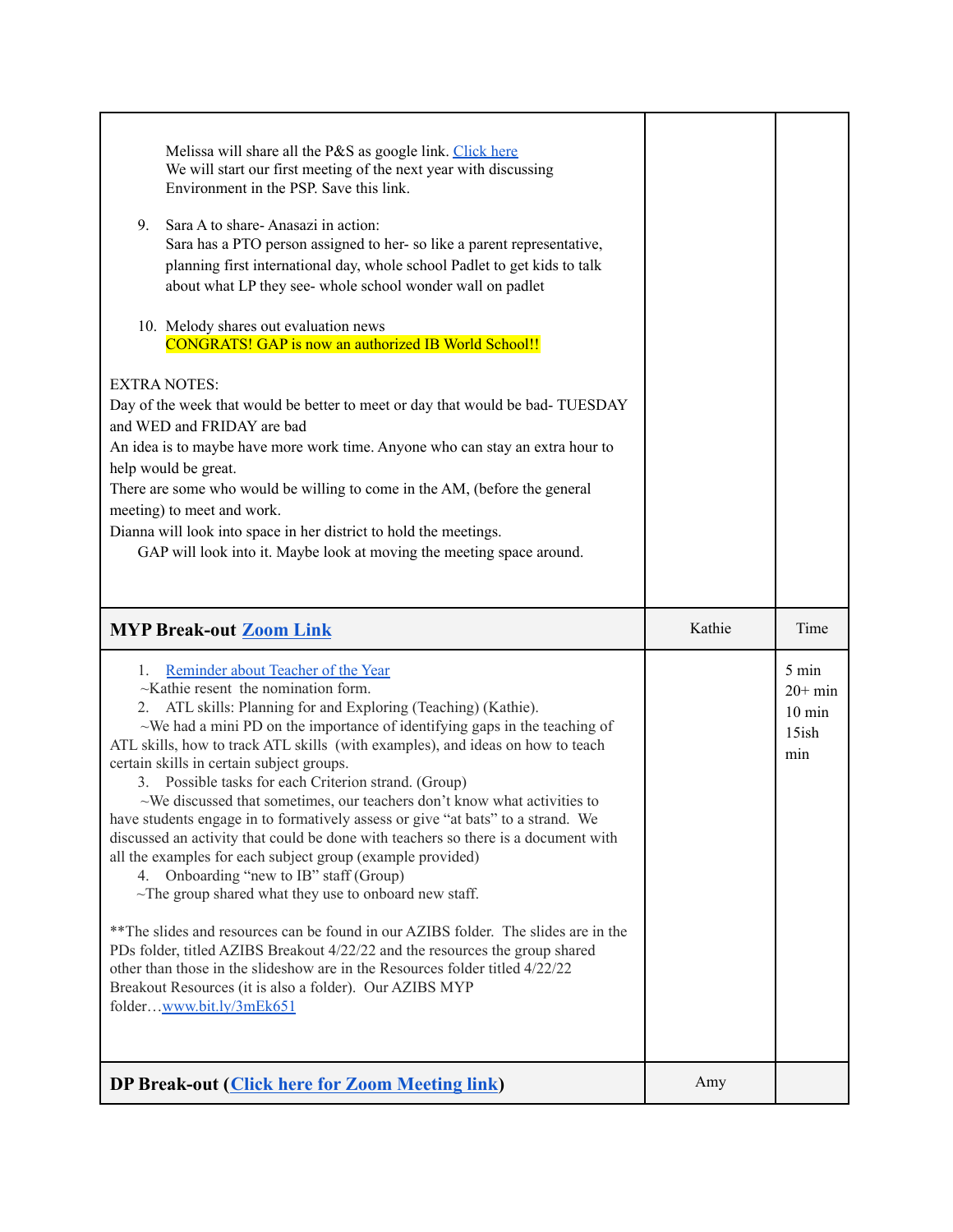| | | |
|---|---|---|
| Melissa will share all the P&S as google link. [Click here](#)<br>We will start our first meeting of the next year with discussing Environment in the PSP. Save this link.<br><br>9. Sara A to share- Anasazi in action:<br>Sara has a PTO person assigned to her- so like a parent representative, planning first international day, whole school Padlet to get kids to talk about what LP they see- whole school wonder wall on padlet<br><br>10. Melody shares out evaluation news<br>CONGRATS! GAP is now an authorized IB World School!!<br><br>EXTRA NOTES:<br>Day of the week that would be better to meet or day that would be bad- TUESDAY and WED and FRIDAY are bad<br>An idea is to maybe have more work time. Anyone who can stay an extra hour to help would be great.<br>There are some who would be willing to come in the AM, (before the general meeting) to meet and work.<br>Dianna will look into space in her district to hold the meetings.<br>GAP will look into it. Maybe look at moving the meeting space around. | | |
| **MYP Break-out [Zoom Link](#)** | Kathie | Time |
| 1. [Reminder about Teacher of the Year](#)<br>~Kathie resent the nomination form.<br>2. ATL skills: Planning for and Exploring (Teaching) (Kathie).<br>~We had a mini PD on the importance of identifying gaps in the teaching of ATL skills, how to track ATL skills (with examples), and ideas on how to teach certain skills in certain subject groups.<br>3. Possible tasks for each Criterion strand. (Group)<br>~We discussed that sometimes, our teachers don't know what activities to have students engage in to formatively assess or give "at bats" to a strand. We discussed an activity that could be done with teachers so there is a document with all the examples for each subject group (example provided)<br>4. Onboarding "new to IB" staff (Group)<br>~The group shared what they use to onboard new staff.<br><br>**The slides and resources can be found in our AZIBS folder. The slides are in the PDs folder, titled AZIBS Breakout 4/22/22 and the resources the group shared other than those in the slideshow are in the Resources folder titled 4/22/22 Breakout Resources (it is also a folder). Our AZIBS MYP folder…[www.bit.ly/3mEk651](www.bit.ly/3mEk651) | | 5 min<br>20+ min<br>10 min<br>15ish min |
| **DP Break-out ([Click here for Zoom Meeting link](#))** | Amy | |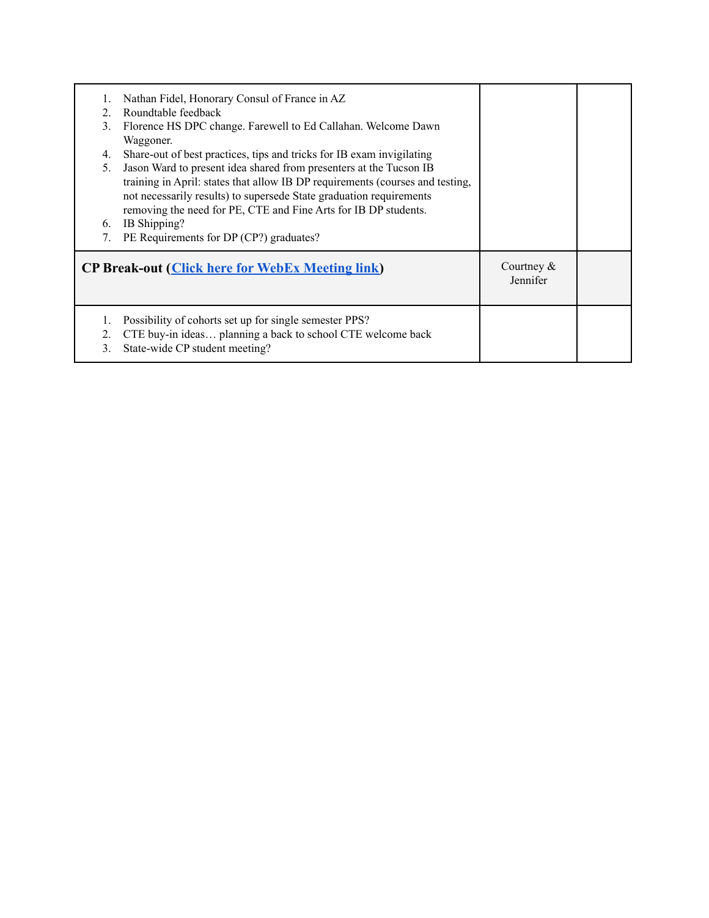| | | |
|---|---|---|
| 1. Nathan Fidel, Honorary Consul of France in AZ<br>2. Roundtable feedback<br>3. Florence HS DPC change. Farewell to Ed Callahan. Welcome Dawn Waggoner.<br>4. Share-out of best practices, tips and tricks for IB exam invigilating<br>5. Jason Ward to present idea shared from presenters at the Tucson IB training in April: states that allow IB DP requirements (courses and testing, not necessarily results) to supersede State graduation requirements removing the need for PE, CTE and Fine Arts for IB DP students.<br>6. IB Shipping?<br>7. PE Requirements for DP (CP?) graduates? | | |
| **CP Break-out ([Click here for WebEx Meeting link]())** | Courtney & Jennifer | |
| 1. Possibility of cohorts set up for single semester PPS?<br>2. CTE buy-in ideas… planning a back to school CTE welcome back<br>3. State-wide CP student meeting? | | |